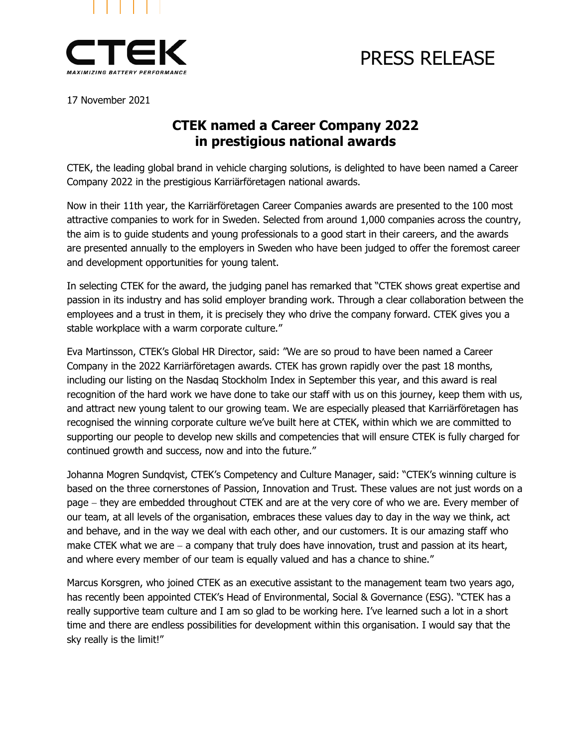PRESS RELEASE

17 November 2021

# CTEK named a Career Company 2022 in prestigious national awards

CTEK, the leading global brand in vehicle charging solutions, is delighted to have been named a Career Company 2022 in the prestigious Karriärföretagen national awards.

Now in their 11th year, the Karriärföretagen Career Companies awards are presented to the 100 most attractive companies to work for in Sweden. Selected from around 1,000 companies across the country, the aim is to guide students and young professionals to a good start in their careers, and the awards are presented annually to the employers in Sweden who have been judged to offer the foremost career and development opportunities for young talent.

In selecting CTEK for the award, the judging panel has remarked that "CTEK shows great expertise and passion in its industry and has solid employer branding work. Through a clear collaboration between the employees and a trust in them, it is precisely they who drive the company forward. CTEK gives you a stable workplace with a warm corporate culture."

Eva Martinsson, CTEK's Global HR Director, said: "We are so proud to have been named a Career Company in the 2022 Karriärföretagen awards. CTEK has grown rapidly over the past 18 months, including our listing on the Nasdaq Stockholm Index in September this year, and this award is real recognition of the hard work we have done to take our staff with us on this journey, keep them with us, and attract new young talent to our growing team. We are especially pleased that Karriärföretagen has recognised the winning corporate culture we've built here at CTEK, within which we are committed to supporting our people to develop new skills and competencies that will ensure CTEK is fully charged for continued growth and success, now and into the future."

Johanna Mogren Sundqvist, CTEK's Competency and Culture Manager, said: "CTEK's winning culture is based on the three cornerstones of Passion, Innovation and Trust. These values are not just words on a page – they are embedded throughout CTEK and are at the very core of who we are. Every member of our team, at all levels of the organisation, embraces these values day to day in the way we think, act and behave, and in the way we deal with each other, and our customers. It is our amazing staff who make CTEK what we are – a company that truly does have innovation, trust and passion at its heart, and where every member of our team is equally valued and has a chance to shine."

Marcus Korsgren, who joined CTEK as an executive assistant to the management team two years ago, has recently been appointed CTEK's Head of Environmental, Social & Governance (ESG). "CTEK has a really supportive team culture and I am so glad to be working here. I've learned such a lot in a short time and there are endless possibilities for development within this organisation. I would say that the sky really is the limit!"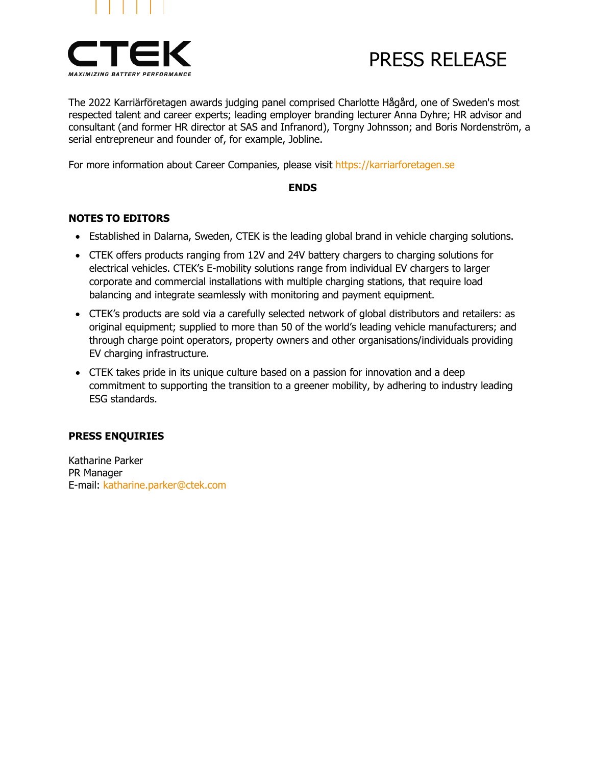The 2022 Karriärföretagen awards judging panel comprised Charlotte Hågård, one of Sweden's most respected talent and career experts; leading employer branding lecturer Anna Dyhre; HR advisor and consultant (and former HR director at SAS and Infranord), Torgny Johnsson; and Boris Nordenström, a serial entrepreneur and founder of, for example, Jobline.

For more information about Career Companies, please visit https://karriarforetagen.se

**ENDS**

**NOTES TO EDITORS**

- Established in Dalarna, Sweden, CTEK is the leading global brand in vehicle charging solutions.
- CTEK offers products ranging from 12V and 24V battery chargers to charging solutions for electrical vehicles. CTEK's E-mobility solutions range from individual EV chargers to larger corporate and commercial installations with multiple charging stations, that require load balancing and integrate seamlessly with monitoring and payment equipment.
- CTEK's products are sold via a carefully selected network of global distributors and retailers: as original equipment; supplied to more than 50 of the world's leading vehicle manufacturers; and through charge point operators, property owners and other organisations/individuals providing EV charging infrastructure.
- CTEK takes pride in its unique culture based on a passion for innovation and a deep commitment to supporting the transition to a greener mobility, by adhering to industry leading ESG standards.

**PRESS ENQUIRIES**

Katharine Parker
PR Manager
E-mail: katharine.parker@ctek.com